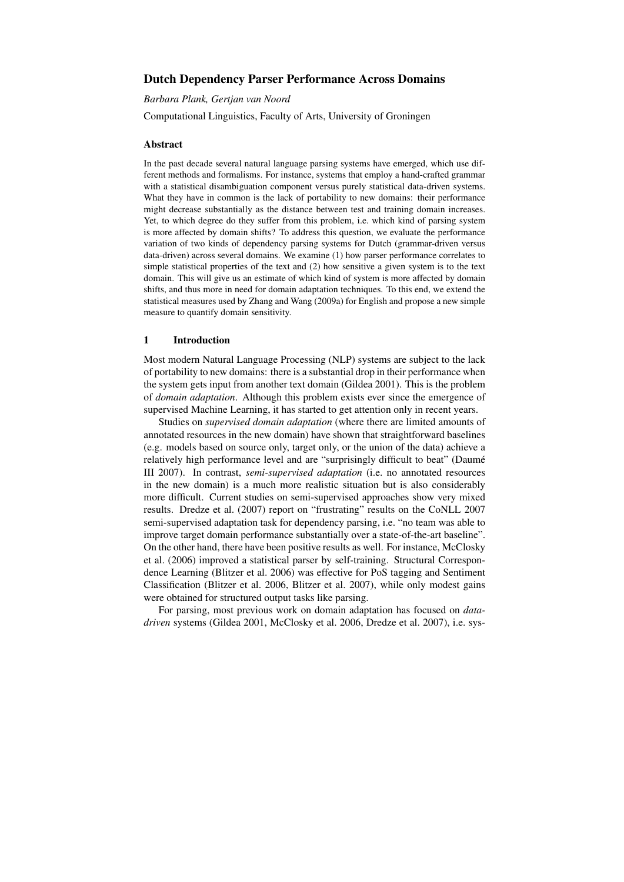# Dutch Dependency Parser Performance Across Domains

*Barbara Plank, Gertjan van Noord*

Computational Linguistics, Faculty of Arts, University of Groningen

### Abstract

In the past decade several natural language parsing systems have emerged, which use different methods and formalisms. For instance, systems that employ a hand-crafted grammar with a statistical disambiguation component versus purely statistical data-driven systems. What they have in common is the lack of portability to new domains: their performance might decrease substantially as the distance between test and training domain increases. Yet, to which degree do they suffer from this problem, i.e. which kind of parsing system is more affected by domain shifts? To address this question, we evaluate the performance variation of two kinds of dependency parsing systems for Dutch (grammar-driven versus data-driven) across several domains. We examine (1) how parser performance correlates to simple statistical properties of the text and (2) how sensitive a given system is to the text domain. This will give us an estimate of which kind of system is more affected by domain shifts, and thus more in need for domain adaptation techniques. To this end, we extend the statistical measures used by Zhang and Wang (2009a) for English and propose a new simple measure to quantify domain sensitivity.

## 1 Introduction

Most modern Natural Language Processing (NLP) systems are subject to the lack of portability to new domains: there is a substantial drop in their performance when the system gets input from another text domain (Gildea 2001). This is the problem of *domain adaptation*. Although this problem exists ever since the emergence of supervised Machine Learning, it has started to get attention only in recent years.

Studies on *supervised domain adaptation* (where there are limited amounts of annotated resources in the new domain) have shown that straightforward baselines (e.g. models based on source only, target only, or the union of the data) achieve a relatively high performance level and are "surprisingly difficult to beat" (Daumé III 2007). In contrast, *semi-supervised adaptation* (i.e. no annotated resources in the new domain) is a much more realistic situation but is also considerably more difficult. Current studies on semi-supervised approaches show very mixed results. Dredze et al. (2007) report on "frustrating" results on the CoNLL 2007 semi-supervised adaptation task for dependency parsing, i.e. "no team was able to improve target domain performance substantially over a state-of-the-art baseline". On the other hand, there have been positive results as well. For instance, McClosky et al. (2006) improved a statistical parser by self-training. Structural Correspondence Learning (Blitzer et al. 2006) was effective for PoS tagging and Sentiment Classification (Blitzer et al. 2006, Blitzer et al. 2007), while only modest gains were obtained for structured output tasks like parsing.

For parsing, most previous work on domain adaptation has focused on *data-driven* systems (Gildea 2001, McClosky et al. 2006, Dredze et al. 2007), i.e. sys-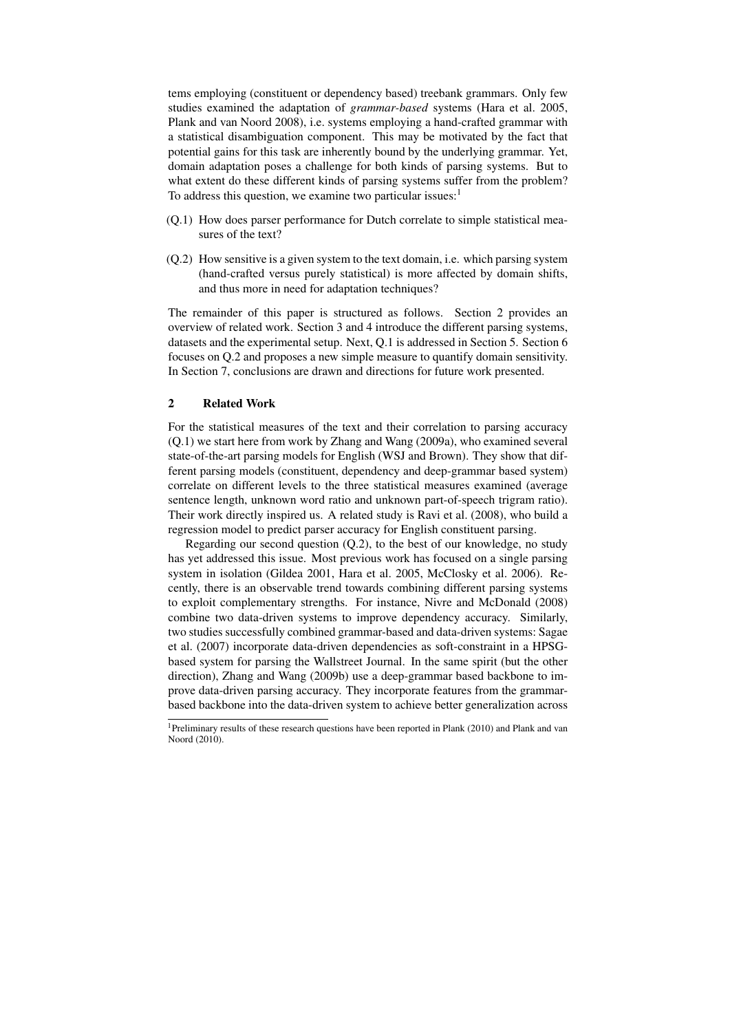tems employing (constituent or dependency based) treebank grammars. Only few studies examined the adaptation of *grammar-based* systems (Hara et al. 2005, Plank and van Noord 2008), i.e. systems employing a hand-crafted grammar with a statistical disambiguation component. This may be motivated by the fact that potential gains for this task are inherently bound by the underlying grammar. Yet, domain adaptation poses a challenge for both kinds of parsing systems. But to what extent do these different kinds of parsing systems suffer from the problem? To address this question, we examine two particular issues:[1]

(Q.1) How does parser performance for Dutch correlate to simple statistical measures of the text?

(Q.2) How sensitive is a given system to the text domain, i.e. which parsing system (hand-crafted versus purely statistical) is more affected by domain shifts, and thus more in need for adaptation techniques?

The remainder of this paper is structured as follows. Section 2 provides an overview of related work. Section 3 and 4 introduce the different parsing systems, datasets and the experimental setup. Next, Q.1 is addressed in Section 5. Section 6 focuses on Q.2 and proposes a new simple measure to quantify domain sensitivity. In Section 7, conclusions are drawn and directions for future work presented.

## 2 Related Work

For the statistical measures of the text and their correlation to parsing accuracy (Q.1) we start here from work by Zhang and Wang (2009a), who examined several state-of-the-art parsing models for English (WSJ and Brown). They show that different parsing models (constituent, dependency and deep-grammar based system) correlate on different levels to the three statistical measures examined (average sentence length, unknown word ratio and unknown part-of-speech trigram ratio). Their work directly inspired us. A related study is Ravi et al. (2008), who build a regression model to predict parser accuracy for English constituent parsing.

Regarding our second question (Q.2), to the best of our knowledge, no study has yet addressed this issue. Most previous work has focused on a single parsing system in isolation (Gildea 2001, Hara et al. 2005, McClosky et al. 2006). Recently, there is an observable trend towards combining different parsing systems to exploit complementary strengths. For instance, Nivre and McDonald (2008) combine two data-driven systems to improve dependency accuracy. Similarly, two studies successfully combined grammar-based and data-driven systems: Sagae et al. (2007) incorporate data-driven dependencies as soft-constraint in a HPSG-based system for parsing the Wallstreet Journal. In the same spirit (but the other direction), Zhang and Wang (2009b) use a deep-grammar based backbone to improve data-driven parsing accuracy. They incorporate features from the grammar-based backbone into the data-driven system to achieve better generalization across

[1] Preliminary results of these research questions have been reported in Plank (2010) and Plank and van Noord (2010).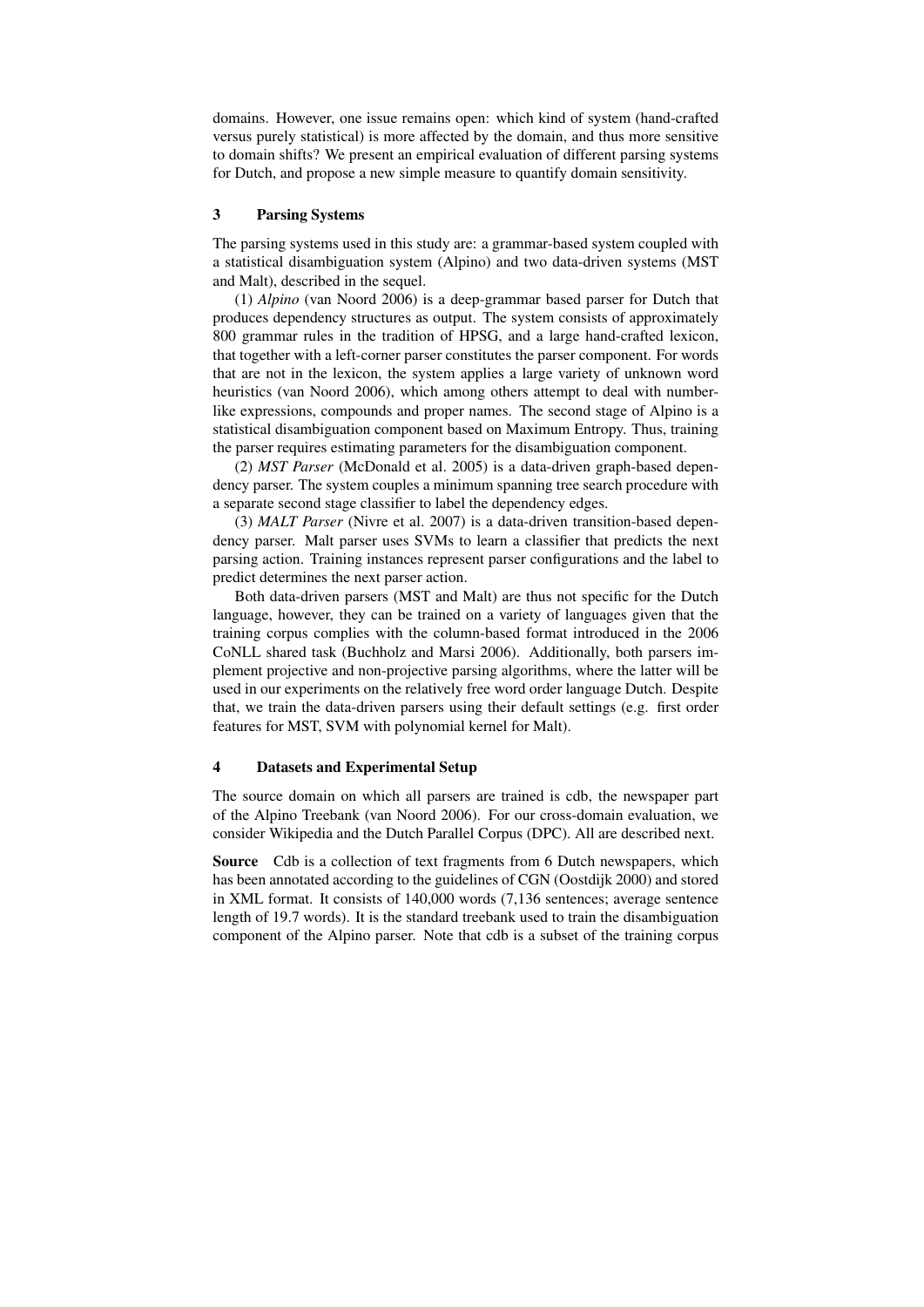domains. However, one issue remains open: which kind of system (hand-crafted versus purely statistical) is more affected by the domain, and thus more sensitive to domain shifts? We present an empirical evaluation of different parsing systems for Dutch, and propose a new simple measure to quantify domain sensitivity.

## 3 Parsing Systems

The parsing systems used in this study are: a grammar-based system coupled with a statistical disambiguation system (Alpino) and two data-driven systems (MST and Malt), described in the sequel.

(1) *Alpino* (van Noord 2006) is a deep-grammar based parser for Dutch that produces dependency structures as output. The system consists of approximately 800 grammar rules in the tradition of HPSG, and a large hand-crafted lexicon, that together with a left-corner parser constitutes the parser component. For words that are not in the lexicon, the system applies a large variety of unknown word heuristics (van Noord 2006), which among others attempt to deal with number-like expressions, compounds and proper names. The second stage of Alpino is a statistical disambiguation component based on Maximum Entropy. Thus, training the parser requires estimating parameters for the disambiguation component.

(2) *MST Parser* (McDonald et al. 2005) is a data-driven graph-based dependency parser. The system couples a minimum spanning tree search procedure with a separate second stage classifier to label the dependency edges.

(3) *MALT Parser* (Nivre et al. 2007) is a data-driven transition-based dependency parser. Malt parser uses SVMs to learn a classifier that predicts the next parsing action. Training instances represent parser configurations and the label to predict determines the next parser action.

Both data-driven parsers (MST and Malt) are thus not specific for the Dutch language, however, they can be trained on a variety of languages given that the training corpus complies with the column-based format introduced in the 2006 CoNLL shared task (Buchholz and Marsi 2006). Additionally, both parsers implement projective and non-projective parsing algorithms, where the latter will be used in our experiments on the relatively free word order language Dutch. Despite that, we train the data-driven parsers using their default settings (e.g. first order features for MST, SVM with polynomial kernel for Malt).

## 4 Datasets and Experimental Setup

The source domain on which all parsers are trained is cdb, the newspaper part of the Alpino Treebank (van Noord 2006). For our cross-domain evaluation, we consider Wikipedia and the Dutch Parallel Corpus (DPC). All are described next.

**Source** Cdb is a collection of text fragments from 6 Dutch newspapers, which has been annotated according to the guidelines of CGN (Oostdijk 2000) and stored in XML format. It consists of 140,000 words (7,136 sentences; average sentence length of 19.7 words). It is the standard treebank used to train the disambiguation component of the Alpino parser. Note that cdb is a subset of the training corpus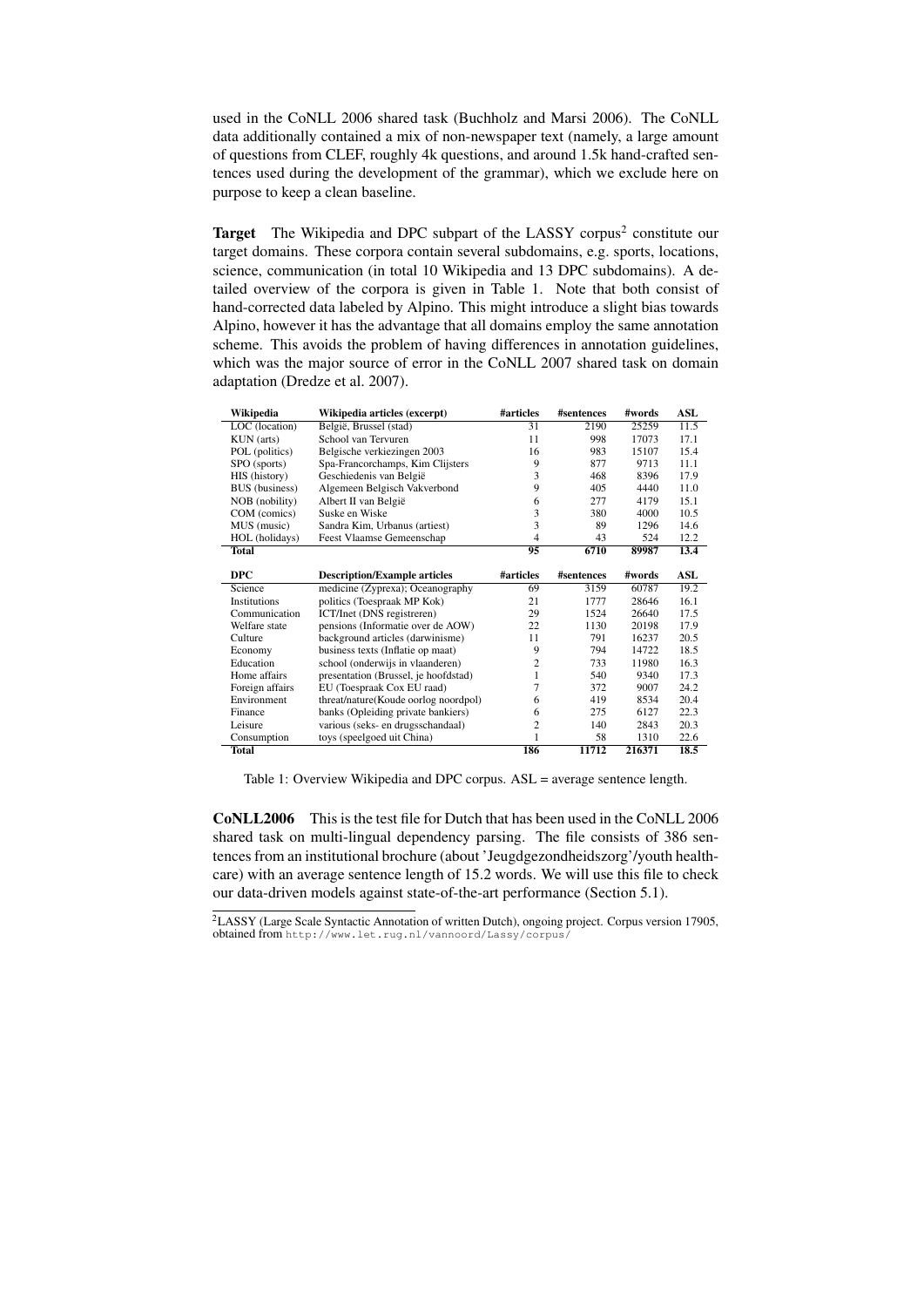used in the CoNLL 2006 shared task (Buchholz and Marsi 2006). The CoNLL data additionally contained a mix of non-newspaper text (namely, a large amount of questions from CLEF, roughly 4k questions, and around 1.5k hand-crafted sentences used during the development of the grammar), which we exclude here on purpose to keep a clean baseline.

**Target** The Wikipedia and DPC subpart of the LASSY corpus[2] constitute our target domains. These corpora contain several subdomains, e.g. sports, locations, science, communication (in total 10 Wikipedia and 13 DPC subdomains). A detailed overview of the corpora is given in Table 1. Note that both consist of hand-corrected data labeled by Alpino. This might introduce a slight bias towards Alpino, however it has the advantage that all domains employ the same annotation scheme. This avoids the problem of having differences in annotation guidelines, which was the major source of error in the CoNLL 2007 shared task on domain adaptation (Dredze et al. 2007).

| Wikipedia | Wikipedia articles (excerpt) | #articles | #sentences | #words | ASL |
|---|---|---|---|---|---|
| LOC (location) | België, Brussel (stad) | 31 | 2190 | 25259 | 11.5 |
| KUN (arts) | School van Tervuren | 11 | 998 | 17073 | 17.1 |
| POL (politics) | Belgische verkiezingen 2003 | 16 | 983 | 15107 | 15.4 |
| SPO (sports) | Spa-Francorchamps, Kim Clijsters | 9 | 877 | 9713 | 11.1 |
| HIS (history) | Geschiedenis van België | 3 | 468 | 8396 | 17.9 |
| BUS (business) | Algemeen Belgisch Vakverbond | 9 | 405 | 4440 | 11.0 |
| NOB (nobility) | Albert II van België | 6 | 277 | 4179 | 15.1 |
| COM (comics) | Suske en Wiske | 3 | 380 | 4000 | 10.5 |
| MUS (music) | Sandra Kim, Urbanus (artiest) | 3 | 89 | 1296 | 14.6 |
| HOL (holidays) | Feest Vlaamse Gemeenschap | 4 | 43 | 524 | 12.2 |
| **Total** | | **95** | **6710** | **89987** | **13.4** |
| **DPC** | **Description/Example articles** | **#articles** | **#sentences** | **#words** | **ASL** |
| Science | medicine (Zyprexa); Oceanography | 69 | 3159 | 60787 | 19.2 |
| Institutions | politics (Toespraak MP Kok) | 21 | 1777 | 28646 | 16.1 |
| Communication | ICT/Inet (DNS registreren) | 29 | 1524 | 26640 | 17.5 |
| Welfare state | pensions (Informatie over de AOW) | 22 | 1130 | 20198 | 17.9 |
| Culture | background articles (darwinisme) | 11 | 791 | 16237 | 20.5 |
| Economy | business texts (Inflatie op maat) | 9 | 794 | 14722 | 18.5 |
| Education | school (onderwijs in vlaanderen) | 2 | 733 | 11980 | 16.3 |
| Home affairs | presentation (Brussel, je hoofdstad) | 1 | 540 | 9340 | 17.3 |
| Foreign affairs | EU (Toespraak Cox EU raad) | 7 | 372 | 9007 | 24.2 |
| Environment | threat/nature(Koude oorlog noordpol) | 6 | 419 | 8534 | 20.4 |
| Finance | banks (Opleiding private bankiers) | 6 | 275 | 6127 | 22.3 |
| Leisure | various (seks- en drugsschandaal) | 2 | 140 | 2843 | 20.3 |
| Consumption | toys (speelgoed uit China) | 1 | 58 | 1310 | 22.6 |
| **Total** | | **186** | **11712** | **216371** | **18.5** |

Table 1: Overview Wikipedia and DPC corpus. ASL = average sentence length.

**CoNLL2006** This is the test file for Dutch that has been used in the CoNLL 2006 shared task on multi-lingual dependency parsing. The file consists of 386 sentences from an institutional brochure (about 'Jeugdgezondheidszorg'/youth healthcare) with an average sentence length of 15.2 words. We will use this file to check our data-driven models against state-of-the-art performance (Section 5.1).

[2]LASSY (Large Scale Syntactic Annotation of written Dutch), ongoing project. Corpus version 17905, obtained from http://www.let.rug.nl/vannoord/Lassy/corpus/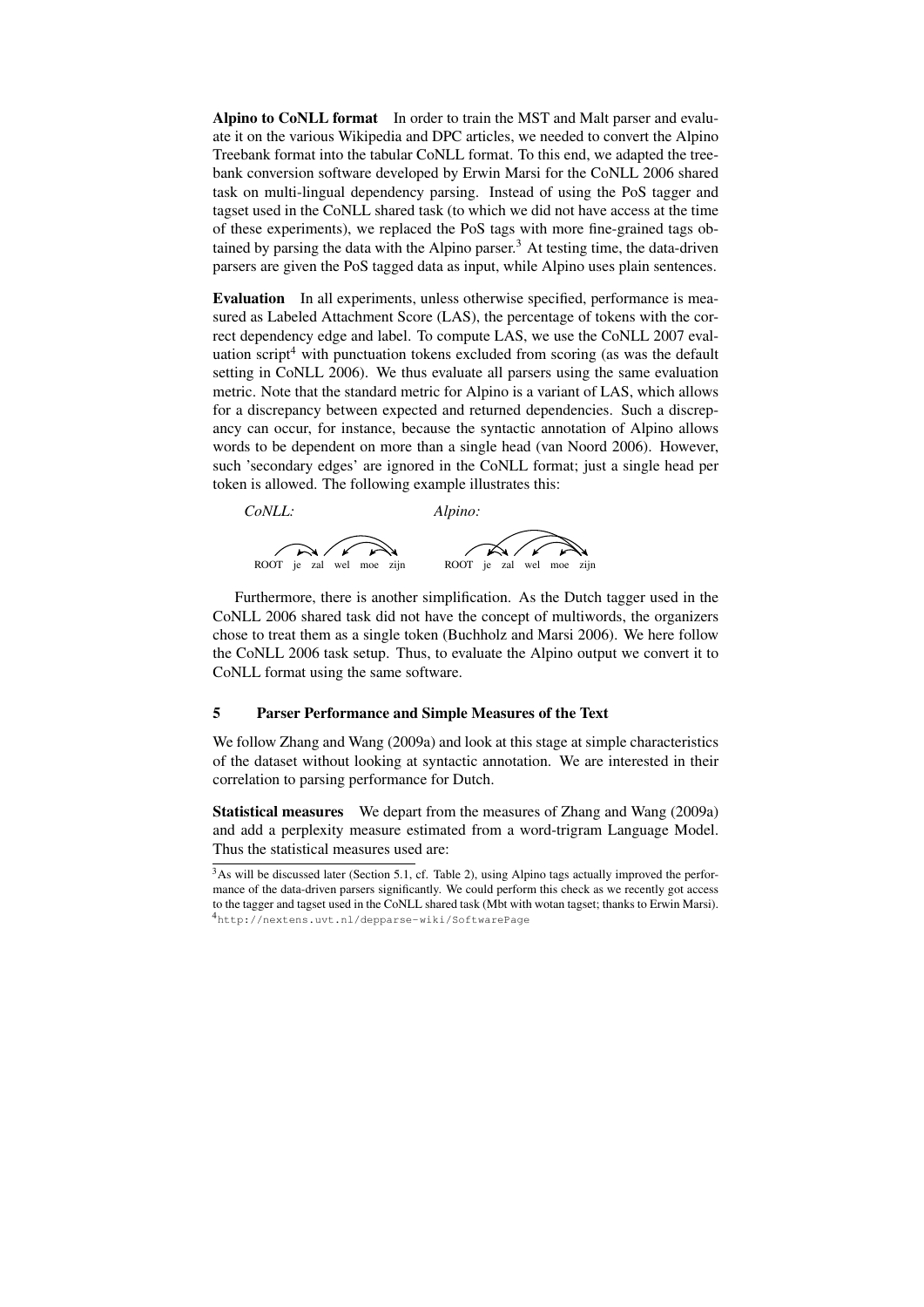**Alpino to CoNLL format** In order to train the MST and Malt parser and evaluate it on the various Wikipedia and DPC articles, we needed to convert the Alpino Treebank format into the tabular CoNLL format. To this end, we adapted the treebank conversion software developed by Erwin Marsi for the CoNLL 2006 shared task on multi-lingual dependency parsing. Instead of using the PoS tagger and tagset used in the CoNLL shared task (to which we did not have access at the time of these experiments), we replaced the PoS tags with more fine-grained tags obtained by parsing the data with the Alpino parser.[3] At testing time, the data-driven parsers are given the PoS tagged data as input, while Alpino uses plain sentences.

**Evaluation** In all experiments, unless otherwise specified, performance is measured as Labeled Attachment Score (LAS), the percentage of tokens with the correct dependency edge and label. To compute LAS, we use the CoNLL 2007 evaluation script[4] with punctuation tokens excluded from scoring (as was the default setting in CoNLL 2006). We thus evaluate all parsers using the same evaluation metric. Note that the standard metric for Alpino is a variant of LAS, which allows for a discrepancy between expected and returned dependencies. Such a discrepancy can occur, for instance, because the syntactic annotation of Alpino allows words to be dependent on more than a single head (van Noord 2006). However, such 'secondary edges' are ignored in the CoNLL format; just a single head per token is allowed. The following example illustrates this:

*CoNLL:* ROOT je zal wel moe zijn

*Alpino:* ROOT je zal wel moe zijn

Furthermore, there is another simplification. As the Dutch tagger used in the CoNLL 2006 shared task did not have the concept of multiwords, the organizers chose to treat them as a single token (Buchholz and Marsi 2006). We here follow the CoNLL 2006 task setup. Thus, to evaluate the Alpino output we convert it to CoNLL format using the same software.

## 5 Parser Performance and Simple Measures of the Text

We follow Zhang and Wang (2009a) and look at this stage at simple characteristics of the dataset without looking at syntactic annotation. We are interested in their correlation to parsing performance for Dutch.

**Statistical measures** We depart from the measures of Zhang and Wang (2009a) and add a perplexity measure estimated from a word-trigram Language Model. Thus the statistical measures used are:

[3] As will be discussed later (Section 5.1, cf. Table 2), using Alpino tags actually improved the performance of the data-driven parsers significantly. We could perform this check as we recently got access to the tagger and tagset used in the CoNLL shared task (Mbt with wotan tagset; thanks to Erwin Marsi).

[4] http://nextens.uvt.nl/depparse-wiki/SoftwarePage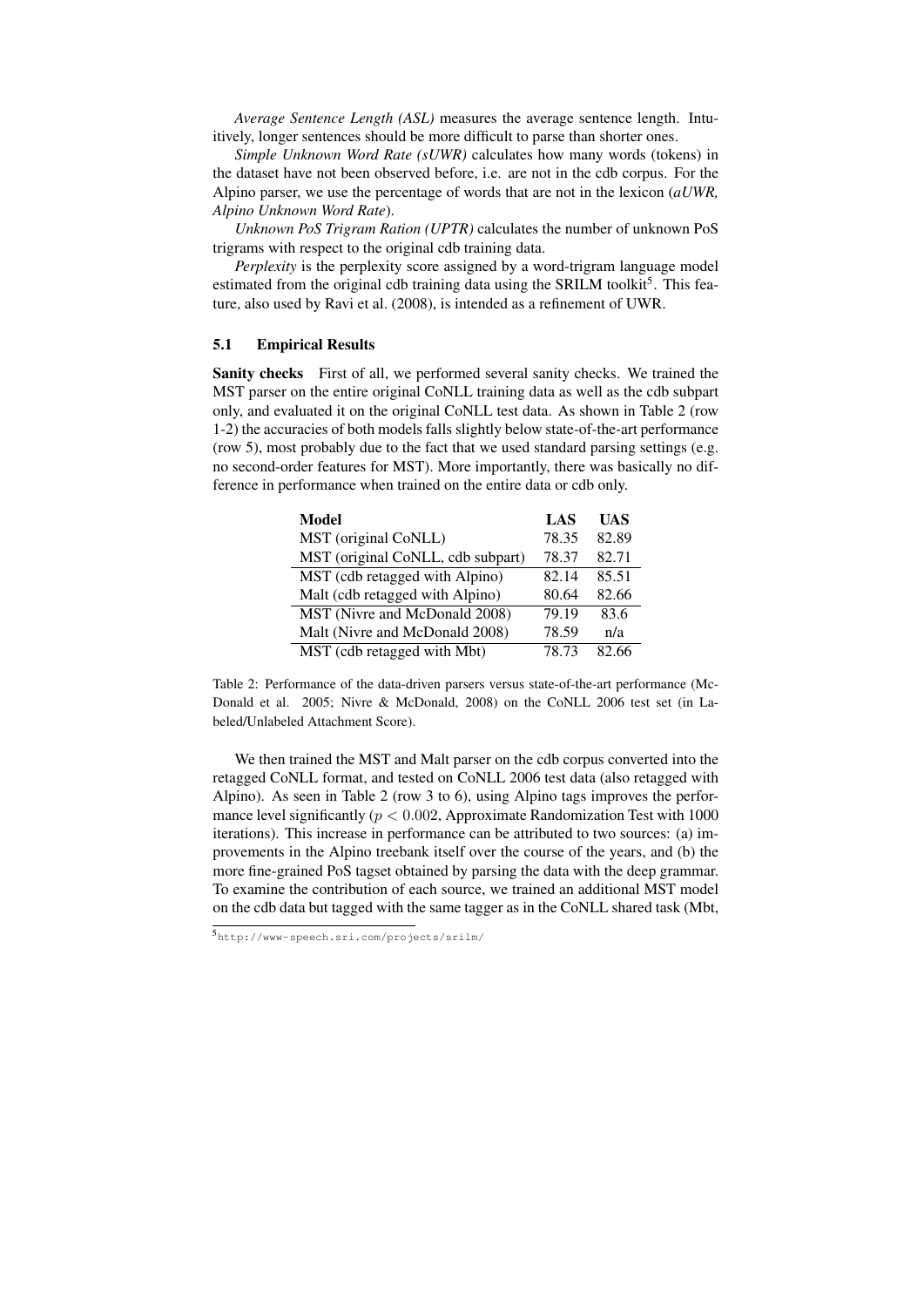*Average Sentence Length (ASL)* measures the average sentence length. Intuitively, longer sentences should be more difficult to parse than shorter ones.

*Simple Unknown Word Rate (sUWR)* calculates how many words (tokens) in the dataset have not been observed before, i.e. are not in the cdb corpus. For the Alpino parser, we use the percentage of words that are not in the lexicon (*aUWR, Alpino Unknown Word Rate*).

*Unknown PoS Trigram Ration (UPTR)* calculates the number of unknown PoS trigrams with respect to the original cdb training data.

*Perplexity* is the perplexity score assigned by a word-trigram language model estimated from the original cdb training data using the SRILM toolkit[5]. This feature, also used by Ravi et al. (2008), is intended as a refinement of UWR.

### 5.1 Empirical Results

**Sanity checks** First of all, we performed several sanity checks. We trained the MST parser on the entire original CoNLL training data as well as the cdb subpart only, and evaluated it on the original CoNLL test data. As shown in Table 2 (row 1-2) the accuracies of both models falls slightly below state-of-the-art performance (row 5), most probably due to the fact that we used standard parsing settings (e.g. no second-order features for MST). More importantly, there was basically no difference in performance when trained on the entire data or cdb only.

| Model | LAS | UAS |
|---|---|---|
| MST (original CoNLL) | 78.35 | 82.89 |
| MST (original CoNLL, cdb subpart) | 78.37 | 82.71 |
| MST (cdb retagged with Alpino) | 82.14 | 85.51 |
| Malt (cdb retagged with Alpino) | 80.64 | 82.66 |
| MST (Nivre and McDonald 2008) | 79.19 | 83.6 |
| Malt (Nivre and McDonald 2008) | 78.59 | n/a |
| MST (cdb retagged with Mbt) | 78.73 | 82.66 |

Table 2: Performance of the data-driven parsers versus state-of-the-art performance (McDonald et al. 2005; Nivre & McDonald, 2008) on the CoNLL 2006 test set (in Labeled/Unlabeled Attachment Score).

We then trained the MST and Malt parser on the cdb corpus converted into the retagged CoNLL format, and tested on CoNLL 2006 test data (also retagged with Alpino). As seen in Table 2 (row 3 to 6), using Alpino tags improves the performance level significantly ($p < 0.002$, Approximate Randomization Test with 1000 iterations). This increase in performance can be attributed to two sources: (a) improvements in the Alpino treebank itself over the course of the years, and (b) the more fine-grained PoS tagset obtained by parsing the data with the deep grammar. To examine the contribution of each source, we trained an additional MST model on the cdb data but tagged with the same tagger as in the CoNLL shared task (Mbt,

[5] http://www-speech.sri.com/projects/srilm/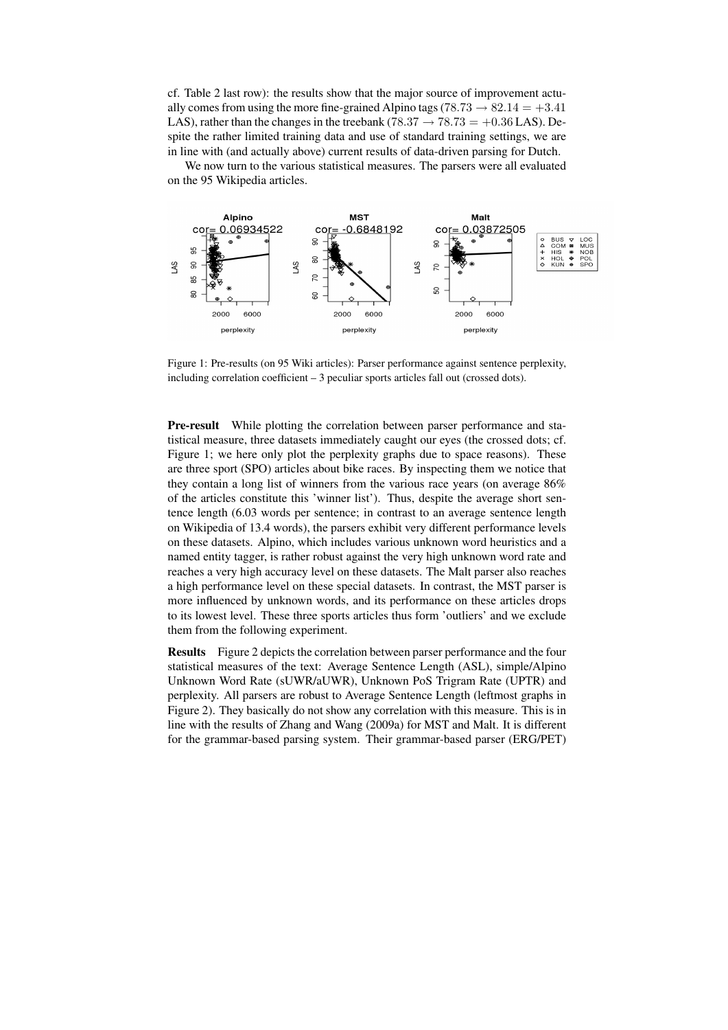cf. Table 2 last row): the results show that the major source of improvement actually comes from using the more fine-grained Alpino tags ($78.73 \rightarrow 82.14 = +3.41$ LAS), rather than the changes in the treebank ($78.37 \rightarrow 78.73 = +0.36$ LAS). Despite the rather limited training data and use of standard training settings, we are in line with (and actually above) current results of data-driven parsing for Dutch.

We now turn to the various statistical measures. The parsers were all evaluated on the 95 Wikipedia articles.

Figure 1: Pre-results (on 95 Wiki articles): Parser performance against sentence perplexity, including correlation coefficient – 3 peculiar sports articles fall out (crossed dots).

**Pre-result** While plotting the correlation between parser performance and statistical measure, three datasets immediately caught our eyes (the crossed dots; cf. Figure 1; we here only plot the perplexity graphs due to space reasons). These are three sport (SPO) articles about bike races. By inspecting them we notice that they contain a long list of winners from the various race years (on average 86% of the articles constitute this 'winner list'). Thus, despite the average short sentence length (6.03 words per sentence; in contrast to an average sentence length on Wikipedia of 13.4 words), the parsers exhibit very different performance levels on these datasets. Alpino, which includes various unknown word heuristics and a named entity tagger, is rather robust against the very high unknown word rate and reaches a very high accuracy level on these datasets. The Malt parser also reaches a high performance level on these special datasets. In contrast, the MST parser is more influenced by unknown words, and its performance on these articles drops to its lowest level. These three sports articles thus form 'outliers' and we exclude them from the following experiment.

**Results** Figure 2 depicts the correlation between parser performance and the four statistical measures of the text: Average Sentence Length (ASL), simple/Alpino Unknown Word Rate (sUWR/aUWR), Unknown PoS Trigram Rate (UPTR) and perplexity. All parsers are robust to Average Sentence Length (leftmost graphs in Figure 2). They basically do not show any correlation with this measure. This is in line with the results of Zhang and Wang (2009a) for MST and Malt. It is different for the grammar-based parsing system. Their grammar-based parser (ERG/PET)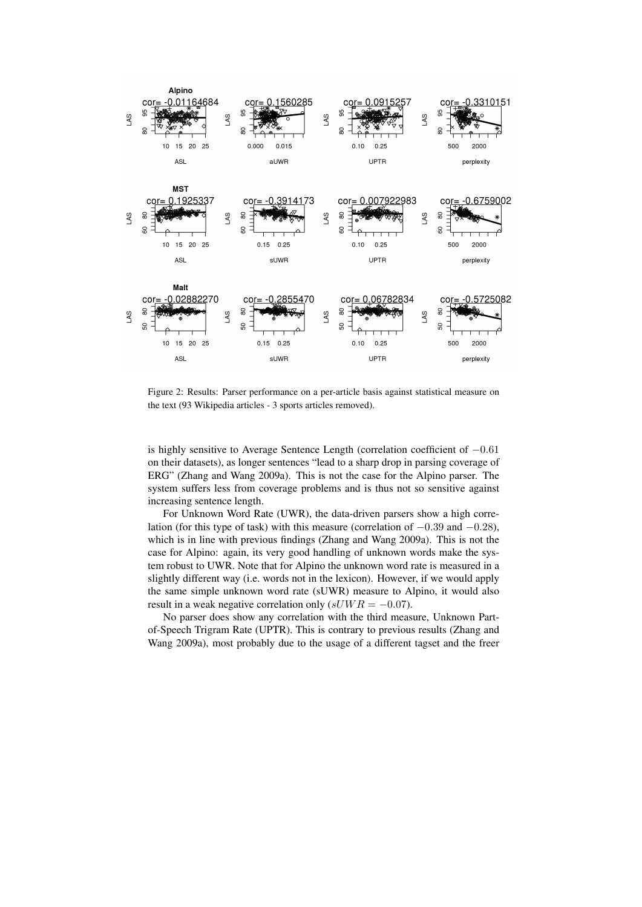Figure 2: Results: Parser performance on a per-article basis against statistical measure on the text (93 Wikipedia articles - 3 sports articles removed).

is highly sensitive to Average Sentence Length (correlation coefficient of $-0.61$ on their datasets), as longer sentences "lead to a sharp drop in parsing coverage of ERG" (Zhang and Wang 2009a). This is not the case for the Alpino parser. The system suffers less from coverage problems and is thus not so sensitive against increasing sentence length.

For Unknown Word Rate (UWR), the data-driven parsers show a high correlation (for this type of task) with this measure (correlation of $-0.39$ and $-0.28$), which is in line with previous findings (Zhang and Wang 2009a). This is not the case for Alpino: again, its very good handling of unknown words make the system robust to UWR. Note that for Alpino the unknown word rate is measured in a slightly different way (i.e. words not in the lexicon). However, if we would apply the same simple unknown word rate (sUWR) measure to Alpino, it would also result in a weak negative correlation only ($sUWR = -0.07$).

No parser does show any correlation with the third measure, Unknown Part-of-Speech Trigram Rate (UPTR). This is contrary to previous results (Zhang and Wang 2009a), most probably due to the usage of a different tagset and the freer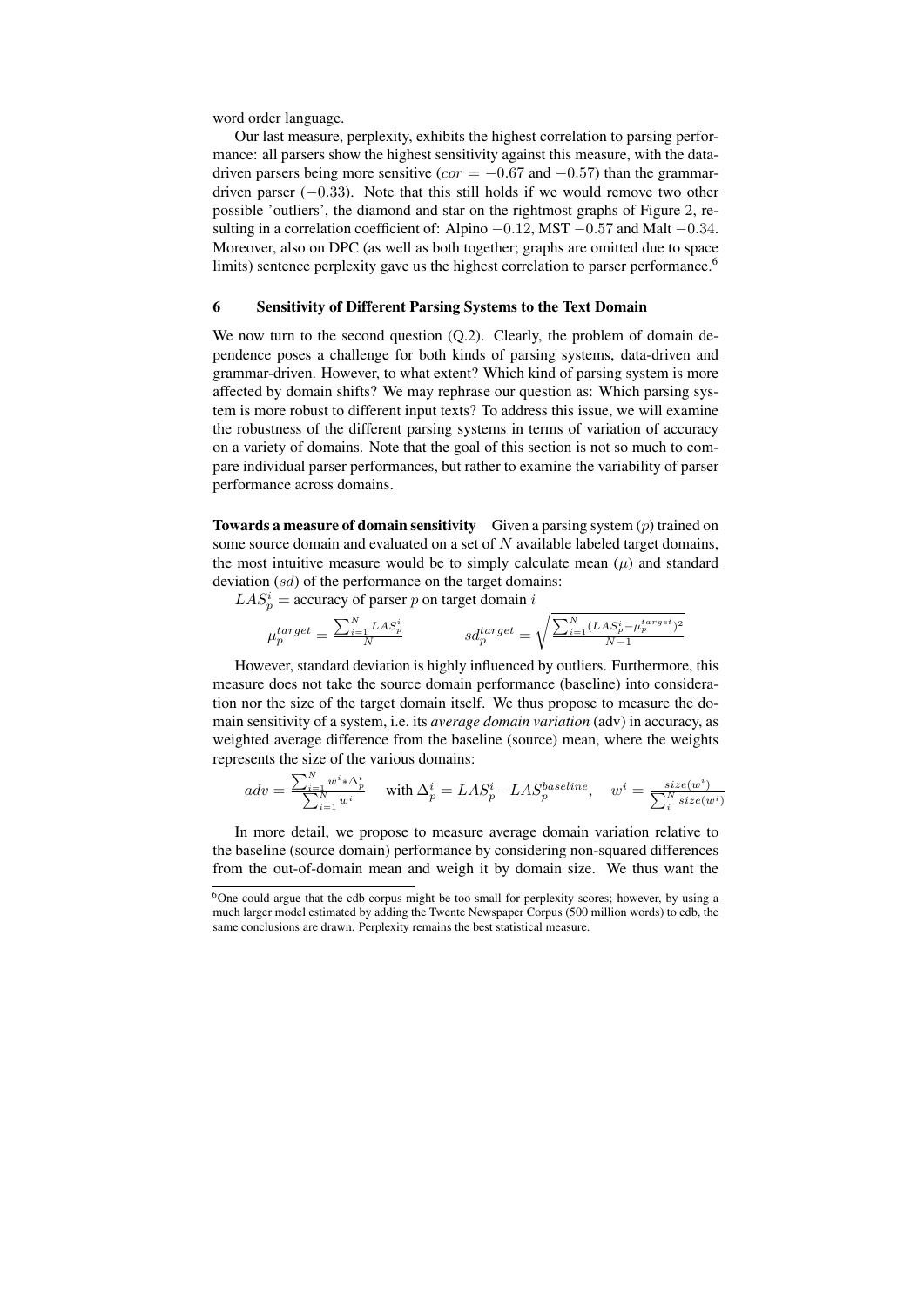word order language.

Our last measure, perplexity, exhibits the highest correlation to parsing performance: all parsers show the highest sensitivity against this measure, with the data-driven parsers being more sensitive ($cor = -0.67$ and $-0.57$) than the grammar-driven parser ($-0.33$). Note that this still holds if we would remove two other possible 'outliers', the diamond and star on the rightmost graphs of Figure 2, resulting in a correlation coefficient of: Alpino $-0.12$, MST $-0.57$ and Malt $-0.34$. Moreover, also on DPC (as well as both together; graphs are omitted due to space limits) sentence perplexity gave us the highest correlation to parser performance.[6]

## 6 Sensitivity of Different Parsing Systems to the Text Domain

We now turn to the second question (Q.2). Clearly, the problem of domain dependence poses a challenge for both kinds of parsing systems, data-driven and grammar-driven. However, to what extent? Which kind of parsing system is more affected by domain shifts? We may rephrase our question as: Which parsing system is more robust to different input texts? To address this issue, we will examine the robustness of the different parsing systems in terms of variation of accuracy on a variety of domains. Note that the goal of this section is not so much to compare individual parser performances, but rather to examine the variability of parser performance across domains.

**Towards a measure of domain sensitivity** Given a parsing system ($p$) trained on some source domain and evaluated on a set of $N$ available labeled target domains, the most intuitive measure would be to simply calculate mean ($\mu$) and standard deviation ($sd$) of the performance on the target domains:

$LAS_p^i$ = accuracy of parser $p$ on target domain $i$

$$\mu_p^{target} = \frac{\sum_{i=1}^{N} LAS_p^i}{N} \qquad sd_p^{target} = \sqrt{\frac{\sum_{i=1}^{N}(LAS_p^i - \mu_p^{target})^2}{N-1}}$$

However, standard deviation is highly influenced by outliers. Furthermore, this measure does not take the source domain performance (baseline) into consideration nor the size of the target domain itself. We thus propose to measure the domain sensitivity of a system, i.e. its *average domain variation* (adv) in accuracy, as weighted average difference from the baseline (source) mean, where the weights represents the size of the various domains:

$$adv = \frac{\sum_{i=1}^{N} w^i * \Delta_p^i}{\sum_{i=1}^{N} w^i} \quad \text{with } \Delta_p^i = LAS_p^i - LAS_p^{baseline}, \quad w^i = \frac{size(w^i)}{\sum_i^N size(w^i)}$$

In more detail, we propose to measure average domain variation relative to the baseline (source domain) performance by considering non-squared differences from the out-of-domain mean and weigh it by domain size. We thus want the

[6] One could argue that the cdb corpus might be too small for perplexity scores; however, by using a much larger model estimated by adding the Twente Newspaper Corpus (500 million words) to cdb, the same conclusions are drawn. Perplexity remains the best statistical measure.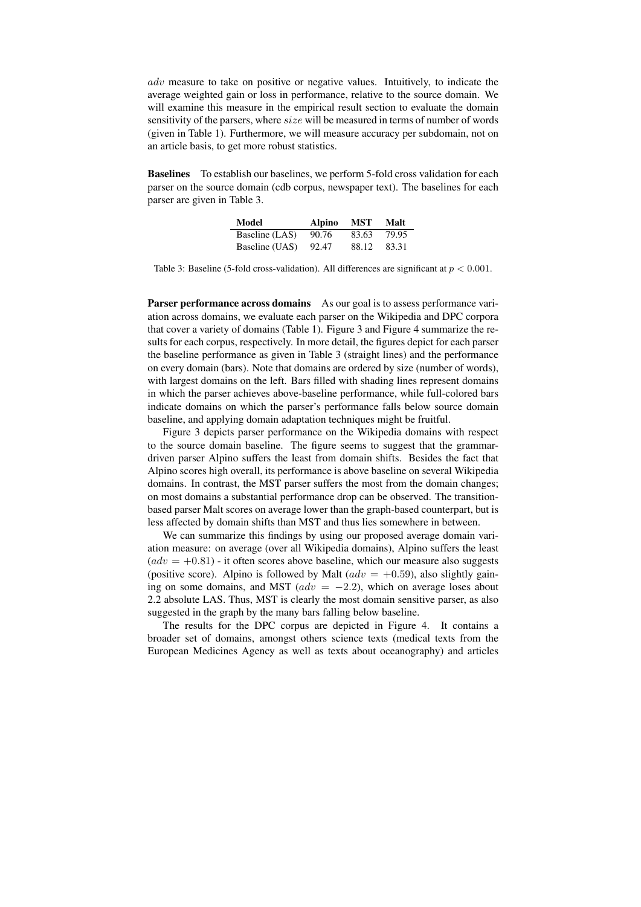$adv$ measure to take on positive or negative values. Intuitively, to indicate the average weighted gain or loss in performance, relative to the source domain. We will examine this measure in the empirical result section to evaluate the domain sensitivity of the parsers, where $size$ will be measured in terms of number of words (given in Table 1). Furthermore, we will measure accuracy per subdomain, not on an article basis, to get more robust statistics.

**Baselines** To establish our baselines, we perform 5-fold cross validation for each parser on the source domain (cdb corpus, newspaper text). The baselines for each parser are given in Table 3.

| Model | Alpino | MST | Malt |
|---|---|---|---|
| Baseline (LAS) | 90.76 | 83.63 | 79.95 |
| Baseline (UAS) | 92.47 | 88.12 | 83.31 |

Table 3: Baseline (5-fold cross-validation). All differences are significant at $p < 0.001$.

**Parser performance across domains** As our goal is to assess performance variation across domains, we evaluate each parser on the Wikipedia and DPC corpora that cover a variety of domains (Table 1). Figure 3 and Figure 4 summarize the results for each corpus, respectively. In more detail, the figures depict for each parser the baseline performance as given in Table 3 (straight lines) and the performance on every domain (bars). Note that domains are ordered by size (number of words), with largest domains on the left. Bars filled with shading lines represent domains in which the parser achieves above-baseline performance, while full-colored bars indicate domains on which the parser's performance falls below source domain baseline, and applying domain adaptation techniques might be fruitful.

Figure 3 depicts parser performance on the Wikipedia domains with respect to the source domain baseline. The figure seems to suggest that the grammar-driven parser Alpino suffers the least from domain shifts. Besides the fact that Alpino scores high overall, its performance is above baseline on several Wikipedia domains. In contrast, the MST parser suffers the most from the domain changes; on most domains a substantial performance drop can be observed. The transition-based parser Malt scores on average lower than the graph-based counterpart, but is less affected by domain shifts than MST and thus lies somewhere in between.

We can summarize this findings by using our proposed average domain variation measure: on average (over all Wikipedia domains), Alpino suffers the least ($adv = +0.81$) - it often scores above baseline, which our measure also suggests (positive score). Alpino is followed by Malt ($adv = +0.59$), also slightly gaining on some domains, and MST ($adv = -2.2$), which on average loses about 2.2 absolute LAS. Thus, MST is clearly the most domain sensitive parser, as also suggested in the graph by the many bars falling below baseline.

The results for the DPC corpus are depicted in Figure 4. It contains a broader set of domains, amongst others science texts (medical texts from the European Medicines Agency as well as texts about oceanography) and articles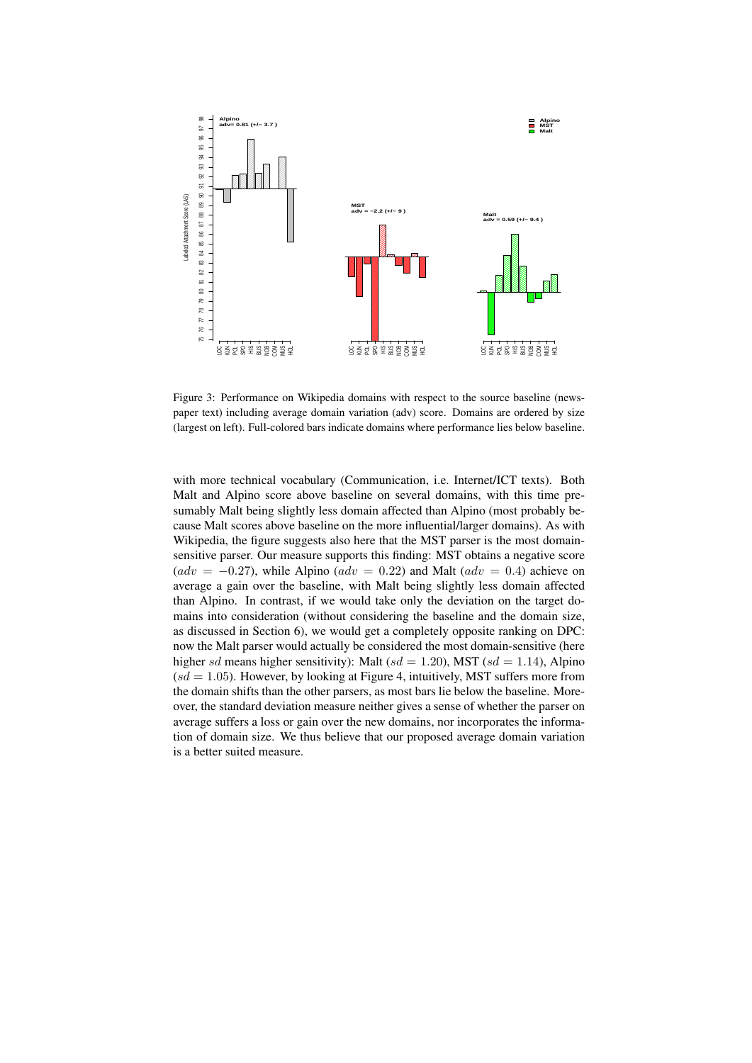Figure 3: Performance on Wikipedia domains with respect to the source baseline (newspaper text) including average domain variation (adv) score. Domains are ordered by size (largest on left). Full-colored bars indicate domains where performance lies below baseline.

with more technical vocabulary (Communication, i.e. Internet/ICT texts). Both Malt and Alpino score above baseline on several domains, with this time presumably Malt being slightly less domain affected than Alpino (most probably because Malt scores above baseline on the more influential/larger domains). As with Wikipedia, the figure suggests also here that the MST parser is the most domain-sensitive parser. Our measure supports this finding: MST obtains a negative score ($adv = -0.27$), while Alpino ($adv = 0.22$) and Malt ($adv = 0.4$) achieve on average a gain over the baseline, with Malt being slightly less domain affected than Alpino. In contrast, if we would take only the deviation on the target domains into consideration (without considering the baseline and the domain size, as discussed in Section 6), we would get a completely opposite ranking on DPC: now the Malt parser would actually be considered the most domain-sensitive (here higher $sd$ means higher sensitivity): Malt ($sd = 1.20$), MST ($sd = 1.14$), Alpino ($sd = 1.05$). However, by looking at Figure 4, intuitively, MST suffers more from the domain shifts than the other parsers, as most bars lie below the baseline. Moreover, the standard deviation measure neither gives a sense of whether the parser on average suffers a loss or gain over the new domains, nor incorporates the information of domain size. We thus believe that our proposed average domain variation is a better suited measure.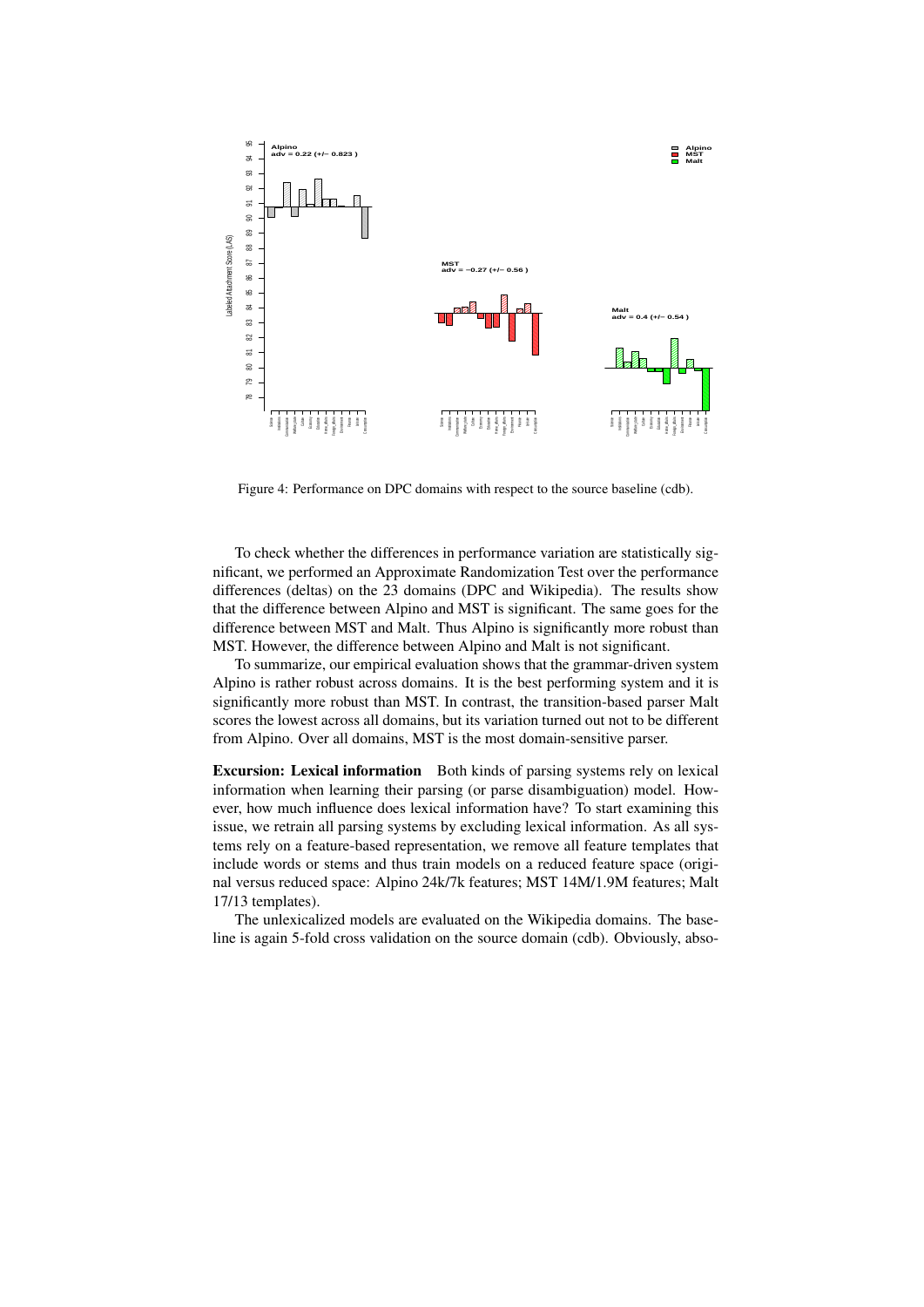Figure 4: Performance on DPC domains with respect to the source baseline (cdb).

To check whether the differences in performance variation are statistically significant, we performed an Approximate Randomization Test over the performance differences (deltas) on the 23 domains (DPC and Wikipedia). The results show that the difference between Alpino and MST is significant. The same goes for the difference between MST and Malt. Thus Alpino is significantly more robust than MST. However, the difference between Alpino and Malt is not significant.

To summarize, our empirical evaluation shows that the grammar-driven system Alpino is rather robust across domains. It is the best performing system and it is significantly more robust than MST. In contrast, the transition-based parser Malt scores the lowest across all domains, but its variation turned out not to be different from Alpino. Over all domains, MST is the most domain-sensitive parser.

**Excursion: Lexical information** Both kinds of parsing systems rely on lexical information when learning their parsing (or parse disambiguation) model. However, how much influence does lexical information have? To start examining this issue, we retrain all parsing systems by excluding lexical information. As all systems rely on a feature-based representation, we remove all feature templates that include words or stems and thus train models on a reduced feature space (original versus reduced space: Alpino 24k/7k features; MST 14M/1.9M features; Malt 17/13 templates).

The unlexicalized models are evaluated on the Wikipedia domains. The baseline is again 5-fold cross validation on the source domain (cdb). Obviously, abso-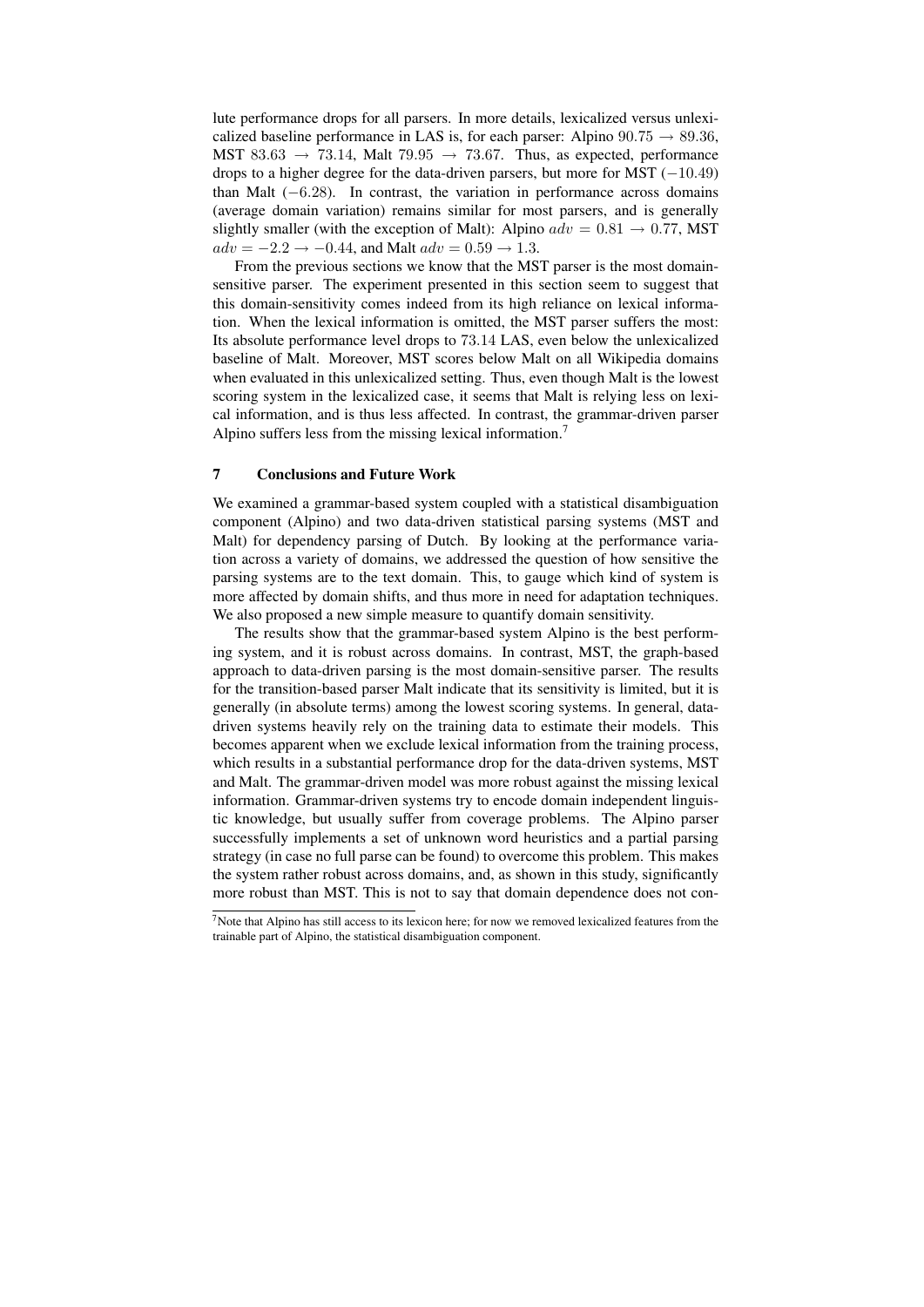lute performance drops for all parsers. In more details, lexicalized versus unlexicalized baseline performance in LAS is, for each parser: Alpino $90.75 \rightarrow 89.36$, MST $83.63 \rightarrow 73.14$, Malt $79.95 \rightarrow 73.67$. Thus, as expected, performance drops to a higher degree for the data-driven parsers, but more for MST ($-10.49$) than Malt ($-6.28$). In contrast, the variation in performance across domains (average domain variation) remains similar for most parsers, and is generally slightly smaller (with the exception of Malt): Alpino $adv = 0.81 \rightarrow 0.77$, MST $adv = -2.2 \rightarrow -0.44$, and Malt $adv = 0.59 \rightarrow 1.3$.

From the previous sections we know that the MST parser is the most domain-sensitive parser. The experiment presented in this section seem to suggest that this domain-sensitivity comes indeed from its high reliance on lexical information. When the lexical information is omitted, the MST parser suffers the most: Its absolute performance level drops to 73.14 LAS, even below the unlexicalized baseline of Malt. Moreover, MST scores below Malt on all Wikipedia domains when evaluated in this unlexicalized setting. Thus, even though Malt is the lowest scoring system in the lexicalized case, it seems that Malt is relying less on lexical information, and is thus less affected. In contrast, the grammar-driven parser Alpino suffers less from the missing lexical information.[7]

## 7 Conclusions and Future Work

We examined a grammar-based system coupled with a statistical disambiguation component (Alpino) and two data-driven statistical parsing systems (MST and Malt) for dependency parsing of Dutch. By looking at the performance variation across a variety of domains, we addressed the question of how sensitive the parsing systems are to the text domain. This, to gauge which kind of system is more affected by domain shifts, and thus more in need for adaptation techniques. We also proposed a new simple measure to quantify domain sensitivity.

The results show that the grammar-based system Alpino is the best performing system, and it is robust across domains. In contrast, MST, the graph-based approach to data-driven parsing is the most domain-sensitive parser. The results for the transition-based parser Malt indicate that its sensitivity is limited, but it is generally (in absolute terms) among the lowest scoring systems. In general, data-driven systems heavily rely on the training data to estimate their models. This becomes apparent when we exclude lexical information from the training process, which results in a substantial performance drop for the data-driven systems, MST and Malt. The grammar-driven model was more robust against the missing lexical information. Grammar-driven systems try to encode domain independent linguistic knowledge, but usually suffer from coverage problems. The Alpino parser successfully implements a set of unknown word heuristics and a partial parsing strategy (in case no full parse can be found) to overcome this problem. This makes the system rather robust across domains, and, as shown in this study, significantly more robust than MST. This is not to say that domain dependence does not con-

[7] Note that Alpino has still access to its lexicon here; for now we removed lexicalized features from the trainable part of Alpino, the statistical disambiguation component.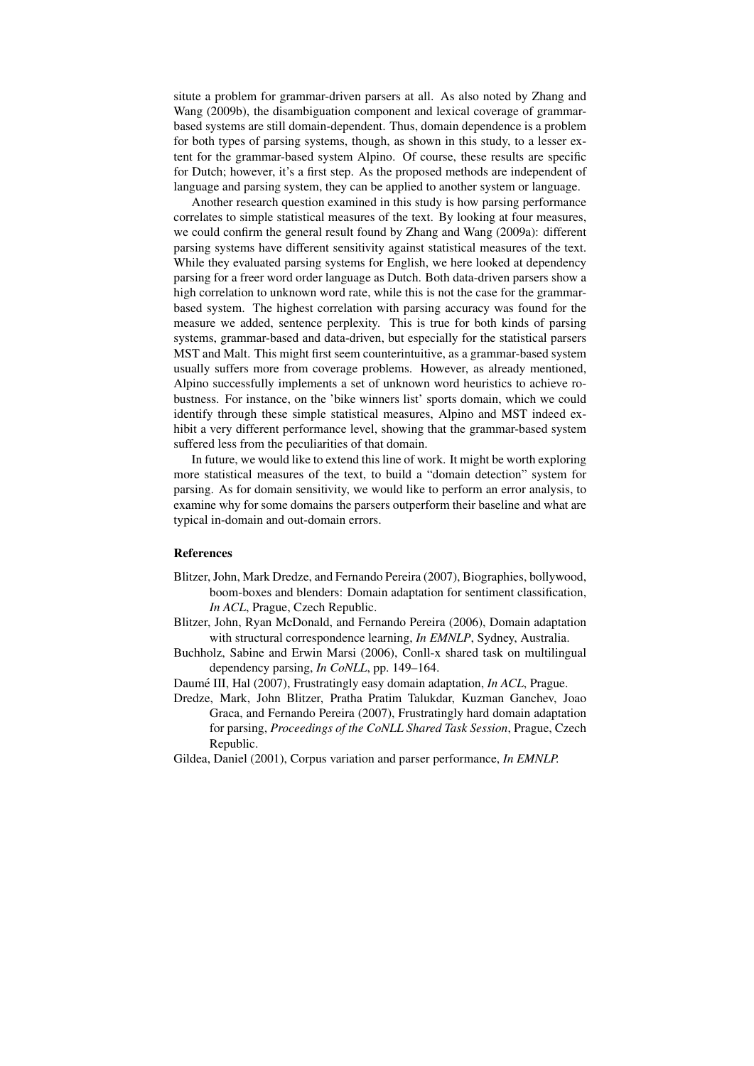situte a problem for grammar-driven parsers at all. As also noted by Zhang and Wang (2009b), the disambiguation component and lexical coverage of grammar-based systems are still domain-dependent. Thus, domain dependence is a problem for both types of parsing systems, though, as shown in this study, to a lesser extent for the grammar-based system Alpino. Of course, these results are specific for Dutch; however, it's a first step. As the proposed methods are independent of language and parsing system, they can be applied to another system or language.

Another research question examined in this study is how parsing performance correlates to simple statistical measures of the text. By looking at four measures, we could confirm the general result found by Zhang and Wang (2009a): different parsing systems have different sensitivity against statistical measures of the text. While they evaluated parsing systems for English, we here looked at dependency parsing for a freer word order language as Dutch. Both data-driven parsers show a high correlation to unknown word rate, while this is not the case for the grammar-based system. The highest correlation with parsing accuracy was found for the measure we added, sentence perplexity. This is true for both kinds of parsing systems, grammar-based and data-driven, but especially for the statistical parsers MST and Malt. This might first seem counterintuitive, as a grammar-based system usually suffers more from coverage problems. However, as already mentioned, Alpino successfully implements a set of unknown word heuristics to achieve robustness. For instance, on the 'bike winners list' sports domain, which we could identify through these simple statistical measures, Alpino and MST indeed exhibit a very different performance level, showing that the grammar-based system suffered less from the peculiarities of that domain.

In future, we would like to extend this line of work. It might be worth exploring more statistical measures of the text, to build a "domain detection" system for parsing. As for domain sensitivity, we would like to perform an error analysis, to examine why for some domains the parsers outperform their baseline and what are typical in-domain and out-domain errors.

## References

Blitzer, John, Mark Dredze, and Fernando Pereira (2007), Biographies, bollywood, boom-boxes and blenders: Domain adaptation for sentiment classification, *In ACL*, Prague, Czech Republic.

Blitzer, John, Ryan McDonald, and Fernando Pereira (2006), Domain adaptation with structural correspondence learning, *In EMNLP*, Sydney, Australia.

Buchholz, Sabine and Erwin Marsi (2006), Conll-x shared task on multilingual dependency parsing, *In CoNLL*, pp. 149–164.

Daumé III, Hal (2007), Frustratingly easy domain adaptation, *In ACL*, Prague.

Dredze, Mark, John Blitzer, Pratha Pratim Talukdar, Kuzman Ganchev, Joao Graca, and Fernando Pereira (2007), Frustratingly hard domain adaptation for parsing, *Proceedings of the CoNLL Shared Task Session*, Prague, Czech Republic.

Gildea, Daniel (2001), Corpus variation and parser performance, *In EMNLP*.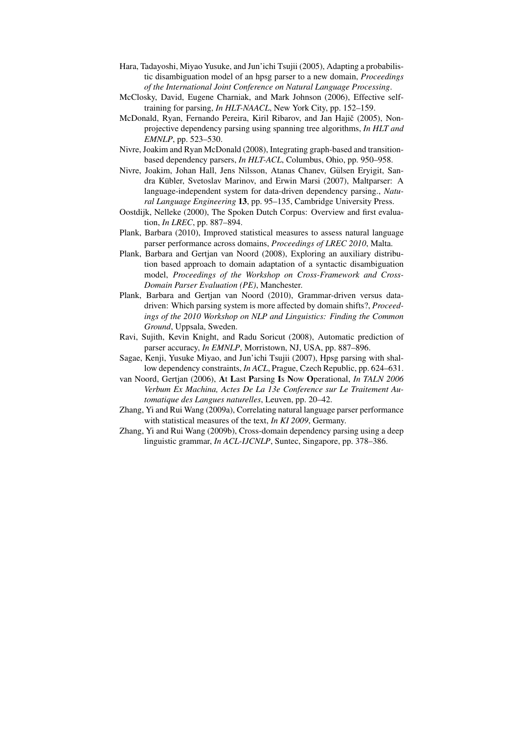Hara, Tadayoshi, Miyao Yusuke, and Jun'ichi Tsujii (2005), Adapting a probabilistic disambiguation model of an hpsg parser to a new domain, *Proceedings of the International Joint Conference on Natural Language Processing*.

McClosky, David, Eugene Charniak, and Mark Johnson (2006), Effective self-training for parsing, *In HLT-NAACL*, New York City, pp. 152–159.

McDonald, Ryan, Fernando Pereira, Kiril Ribarov, and Jan Hajič (2005), Non-projective dependency parsing using spanning tree algorithms, *In HLT and EMNLP*, pp. 523–530.

Nivre, Joakim and Ryan McDonald (2008), Integrating graph-based and transition-based dependency parsers, *In HLT-ACL*, Columbus, Ohio, pp. 950–958.

Nivre, Joakim, Johan Hall, Jens Nilsson, Atanas Chanev, Gülsen Eryigit, Sandra Kübler, Svetoslav Marinov, and Erwin Marsi (2007), Maltparser: A language-independent system for data-driven dependency parsing., *Natural Language Engineering* **13**, pp. 95–135, Cambridge University Press.

Oostdijk, Nelleke (2000), The Spoken Dutch Corpus: Overview and first evaluation, *In LREC*, pp. 887–894.

Plank, Barbara (2010), Improved statistical measures to assess natural language parser performance across domains, *Proceedings of LREC 2010*, Malta.

Plank, Barbara and Gertjan van Noord (2008), Exploring an auxiliary distribution based approach to domain adaptation of a syntactic disambiguation model, *Proceedings of the Workshop on Cross-Framework and Cross-Domain Parser Evaluation (PE)*, Manchester.

Plank, Barbara and Gertjan van Noord (2010), Grammar-driven versus data-driven: Which parsing system is more affected by domain shifts?, *Proceedings of the 2010 Workshop on NLP and Linguistics: Finding the Common Ground*, Uppsala, Sweden.

Ravi, Sujith, Kevin Knight, and Radu Soricut (2008), Automatic prediction of parser accuracy, *In EMNLP*, Morristown, NJ, USA, pp. 887–896.

Sagae, Kenji, Yusuke Miyao, and Jun'ichi Tsujii (2007), Hpsg parsing with shallow dependency constraints, *In ACL*, Prague, Czech Republic, pp. 624–631.

van Noord, Gertjan (2006), **A**t **L**ast **P**arsing **I**s **N**ow **O**perational, *In TALN 2006 Verbum Ex Machina, Actes De La 13e Conference sur Le Traitement Automatique des Langues naturelles*, Leuven, pp. 20–42.

Zhang, Yi and Rui Wang (2009a), Correlating natural language parser performance with statistical measures of the text, *In KI 2009*, Germany.

Zhang, Yi and Rui Wang (2009b), Cross-domain dependency parsing using a deep linguistic grammar, *In ACL-IJCNLP*, Suntec, Singapore, pp. 378–386.